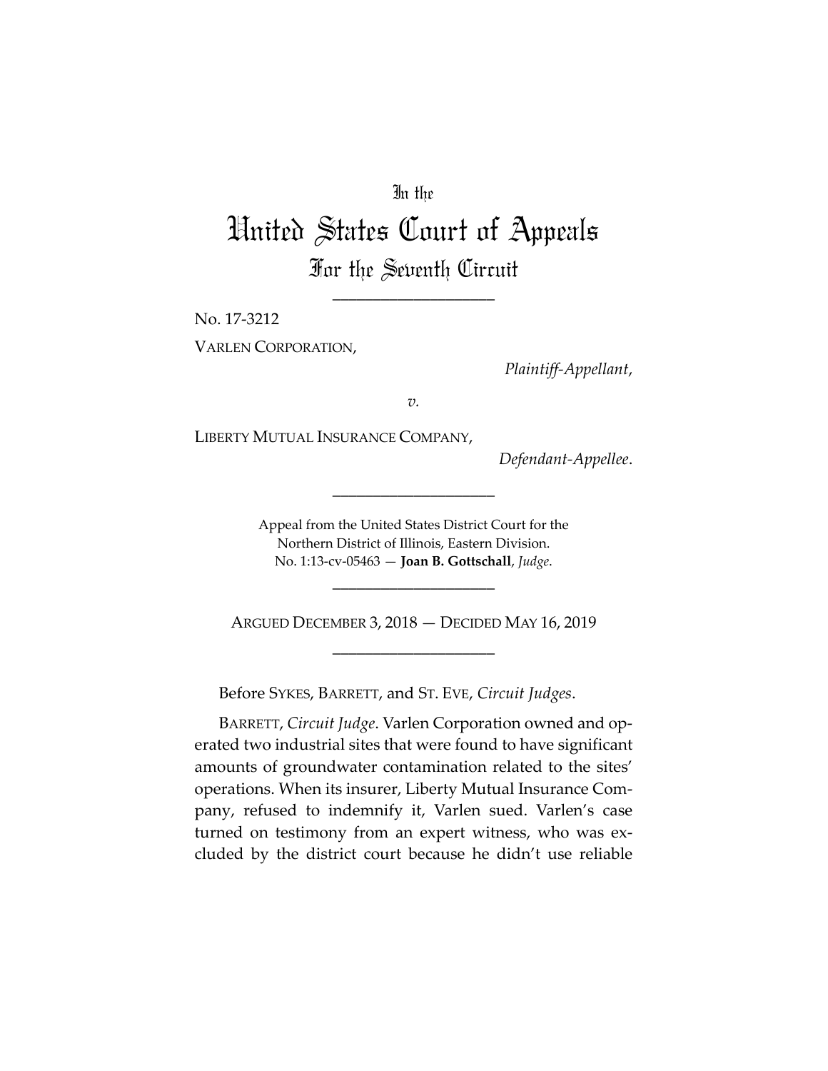In the

# United States Court of Appeals

## For the Seventh Circuit

---

No. 17-3212

VARLEN CORPORATION,

*Plaintiff-Appellant*,

*v.*

LIBERTY MUTUAL INSURANCE COMPANY,

*Defendant-Appellee*.

---

Appeal from the United States District Court for the Northern District of Illinois, Eastern Division.
No. 1:13-cv-05463 — **Joan B. Gottschall**, *Judge*.

---

ARGUED DECEMBER 3, 2018 — DECIDED MAY 16, 2019

---

Before SYKES, BARRETT, and ST. EVE, *Circuit Judges*.

BARRETT, *Circuit Judge*. Varlen Corporation owned and operated two industrial sites that were found to have significant amounts of groundwater contamination related to the sites' operations. When its insurer, Liberty Mutual Insurance Company, refused to indemnify it, Varlen sued. Varlen's case turned on testimony from an expert witness, who was excluded by the district court because he didn't use reliable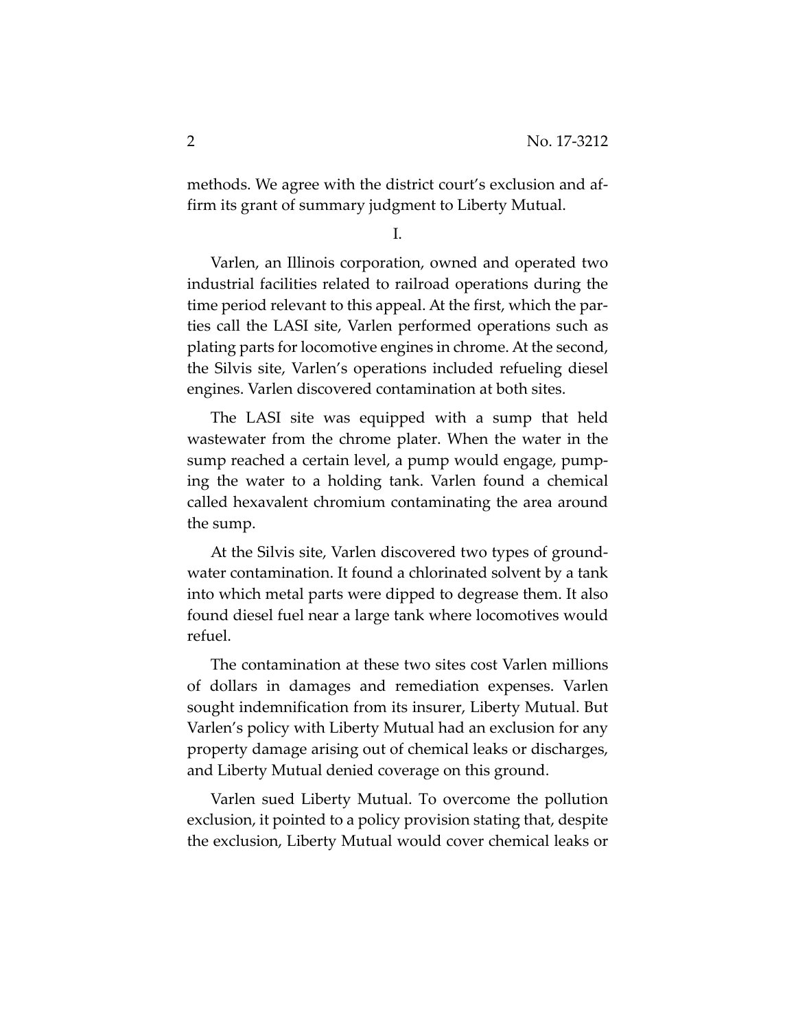methods. We agree with the district court's exclusion and affirm its grant of summary judgment to Liberty Mutual.

I.

Varlen, an Illinois corporation, owned and operated two industrial facilities related to railroad operations during the time period relevant to this appeal. At the first, which the parties call the LASI site, Varlen performed operations such as plating parts for locomotive engines in chrome. At the second, the Silvis site, Varlen's operations included refueling diesel engines. Varlen discovered contamination at both sites.

The LASI site was equipped with a sump that held wastewater from the chrome plater. When the water in the sump reached a certain level, a pump would engage, pumping the water to a holding tank. Varlen found a chemical called hexavalent chromium contaminating the area around the sump.

At the Silvis site, Varlen discovered two types of groundwater contamination. It found a chlorinated solvent by a tank into which metal parts were dipped to degrease them. It also found diesel fuel near a large tank where locomotives would refuel.

The contamination at these two sites cost Varlen millions of dollars in damages and remediation expenses. Varlen sought indemnification from its insurer, Liberty Mutual. But Varlen's policy with Liberty Mutual had an exclusion for any property damage arising out of chemical leaks or discharges, and Liberty Mutual denied coverage on this ground.

Varlen sued Liberty Mutual. To overcome the pollution exclusion, it pointed to a policy provision stating that, despite the exclusion, Liberty Mutual would cover chemical leaks or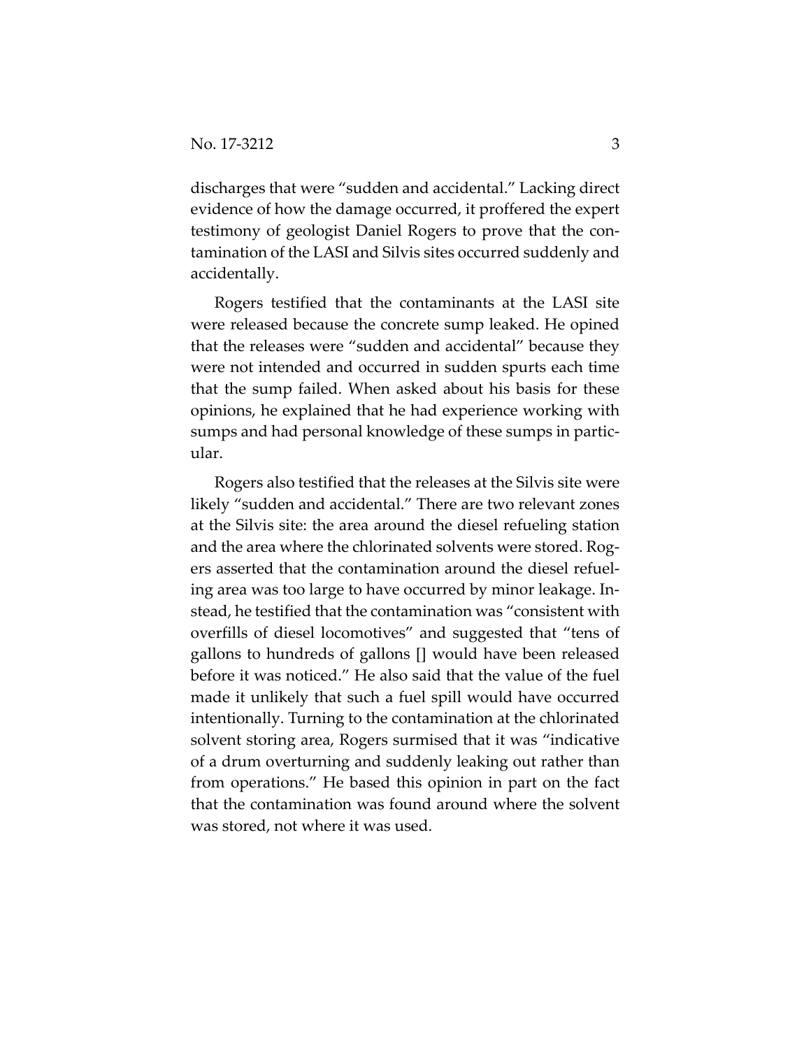discharges that were "sudden and accidental." Lacking direct evidence of how the damage occurred, it proffered the expert testimony of geologist Daniel Rogers to prove that the contamination of the LASI and Silvis sites occurred suddenly and accidentally.

Rogers testified that the contaminants at the LASI site were released because the concrete sump leaked. He opined that the releases were "sudden and accidental" because they were not intended and occurred in sudden spurts each time that the sump failed. When asked about his basis for these opinions, he explained that he had experience working with sumps and had personal knowledge of these sumps in particular.

Rogers also testified that the releases at the Silvis site were likely "sudden and accidental." There are two relevant zones at the Silvis site: the area around the diesel refueling station and the area where the chlorinated solvents were stored. Rogers asserted that the contamination around the diesel refueling area was too large to have occurred by minor leakage. Instead, he testified that the contamination was "consistent with overfills of diesel locomotives" and suggested that "tens of gallons to hundreds of gallons [] would have been released before it was noticed." He also said that the value of the fuel made it unlikely that such a fuel spill would have occurred intentionally. Turning to the contamination at the chlorinated solvent storing area, Rogers surmised that it was "indicative of a drum overturning and suddenly leaking out rather than from operations." He based this opinion in part on the fact that the contamination was found around where the solvent was stored, not where it was used.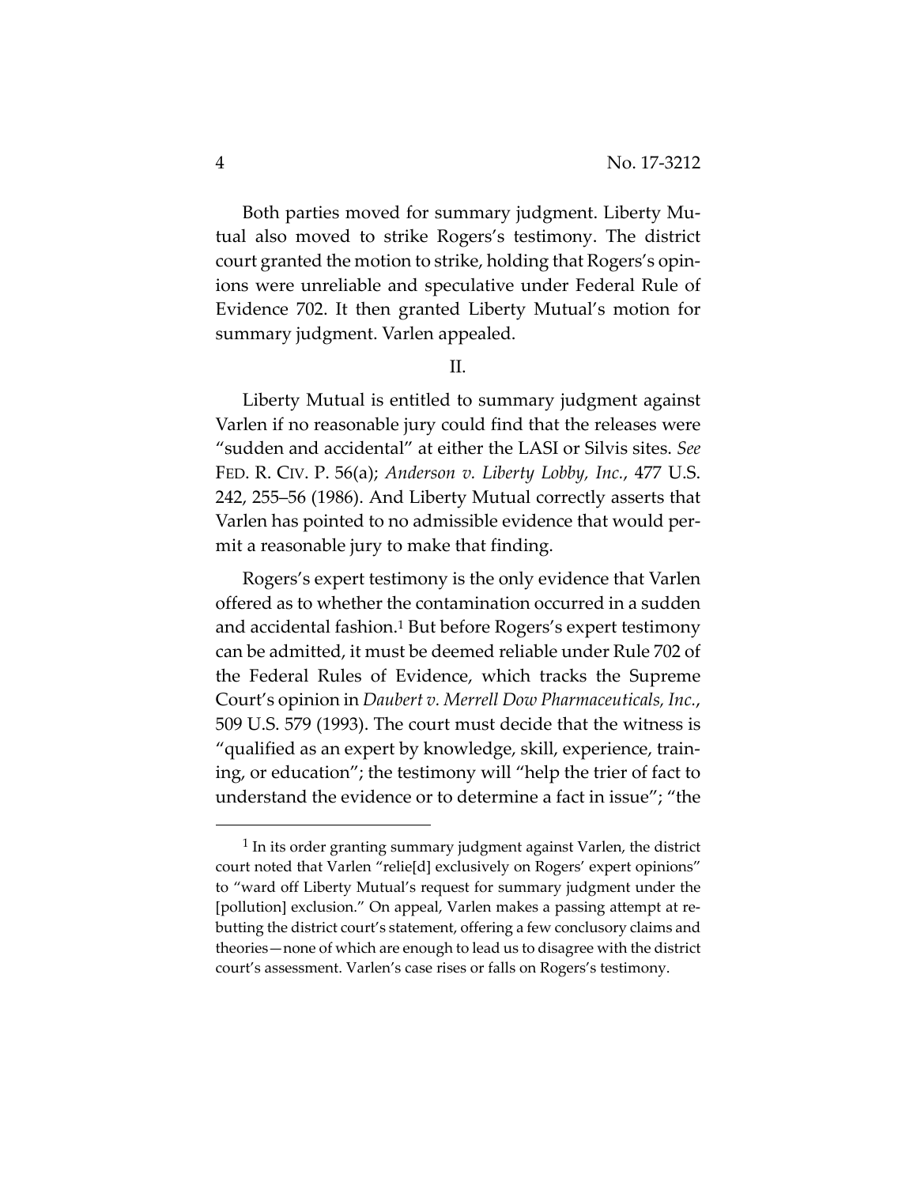Both parties moved for summary judgment. Liberty Mutual also moved to strike Rogers's testimony. The district court granted the motion to strike, holding that Rogers's opinions were unreliable and speculative under Federal Rule of Evidence 702. It then granted Liberty Mutual's motion for summary judgment. Varlen appealed.

## II.

Liberty Mutual is entitled to summary judgment against Varlen if no reasonable jury could find that the releases were "sudden and accidental" at either the LASI or Silvis sites. *See* FED. R. CIV. P. 56(a); *Anderson v. Liberty Lobby, Inc.*, 477 U.S. 242, 255–56 (1986). And Liberty Mutual correctly asserts that Varlen has pointed to no admissible evidence that would permit a reasonable jury to make that finding.

Rogers's expert testimony is the only evidence that Varlen offered as to whether the contamination occurred in a sudden and accidental fashion.[1] But before Rogers's expert testimony can be admitted, it must be deemed reliable under Rule 702 of the Federal Rules of Evidence, which tracks the Supreme Court's opinion in *Daubert v. Merrell Dow Pharmaceuticals, Inc.*, 509 U.S. 579 (1993). The court must decide that the witness is "qualified as an expert by knowledge, skill, experience, training, or education"; the testimony will "help the trier of fact to understand the evidence or to determine a fact in issue"; "the

---

[1] In its order granting summary judgment against Varlen, the district court noted that Varlen "relie[d] exclusively on Rogers' expert opinions" to "ward off Liberty Mutual's request for summary judgment under the [pollution] exclusion." On appeal, Varlen makes a passing attempt at rebutting the district court's statement, offering a few conclusory claims and theories—none of which are enough to lead us to disagree with the district court's assessment. Varlen's case rises or falls on Rogers's testimony.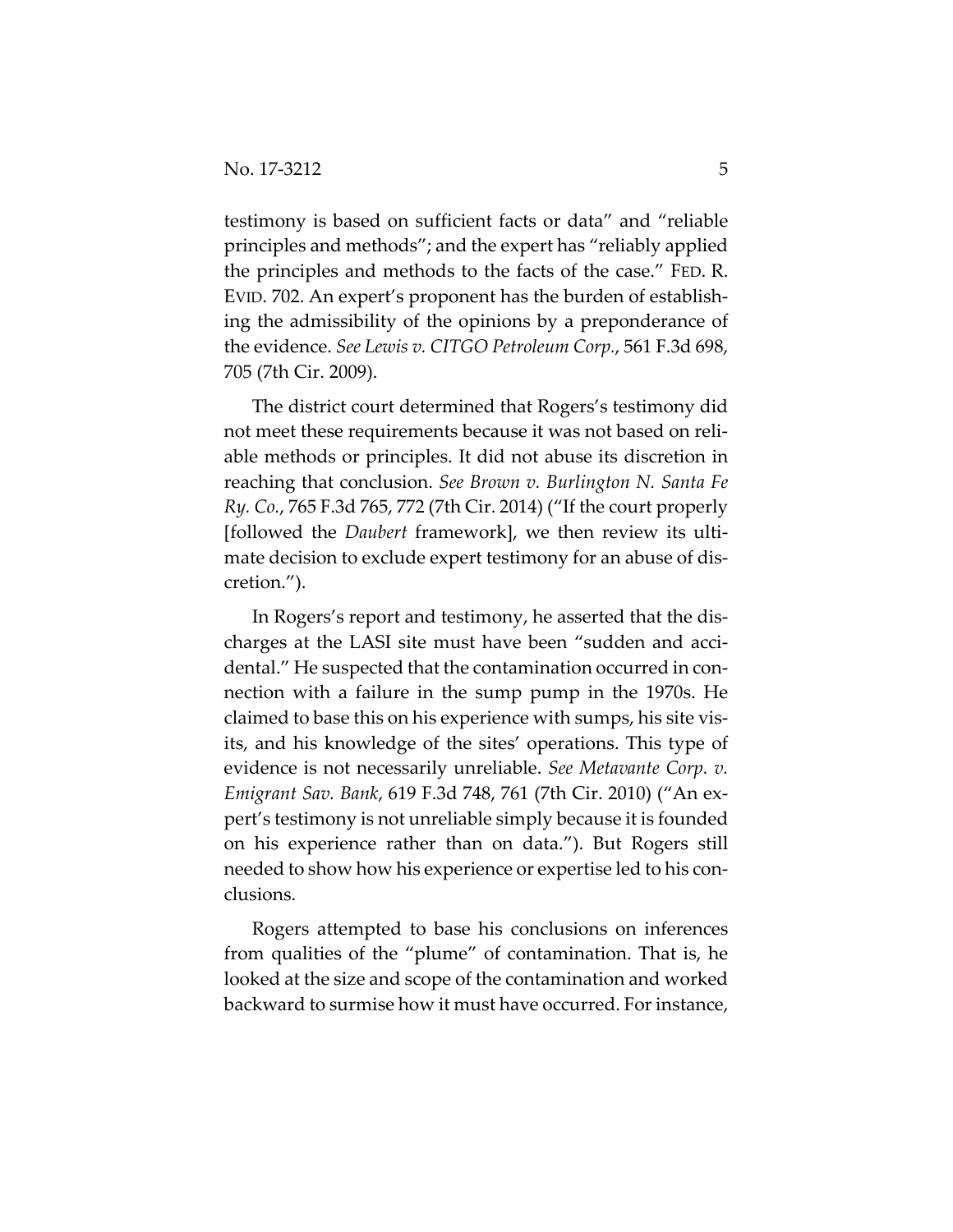testimony is based on sufficient facts or data" and "reliable principles and methods"; and the expert has "reliably applied the principles and methods to the facts of the case." FED. R. EVID. 702. An expert's proponent has the burden of establishing the admissibility of the opinions by a preponderance of the evidence. *See Lewis v. CITGO Petroleum Corp.*, 561 F.3d 698, 705 (7th Cir. 2009).

The district court determined that Rogers's testimony did not meet these requirements because it was not based on reliable methods or principles. It did not abuse its discretion in reaching that conclusion. *See Brown v. Burlington N. Santa Fe Ry. Co.*, 765 F.3d 765, 772 (7th Cir. 2014) ("If the court properly [followed the *Daubert* framework], we then review its ultimate decision to exclude expert testimony for an abuse of discretion.").

In Rogers's report and testimony, he asserted that the discharges at the LASI site must have been "sudden and accidental." He suspected that the contamination occurred in connection with a failure in the sump pump in the 1970s. He claimed to base this on his experience with sumps, his site visits, and his knowledge of the sites' operations. This type of evidence is not necessarily unreliable. *See Metavante Corp. v. Emigrant Sav. Bank*, 619 F.3d 748, 761 (7th Cir. 2010) ("An expert's testimony is not unreliable simply because it is founded on his experience rather than on data."). But Rogers still needed to show how his experience or expertise led to his conclusions.

Rogers attempted to base his conclusions on inferences from qualities of the "plume" of contamination. That is, he looked at the size and scope of the contamination and worked backward to surmise how it must have occurred. For instance,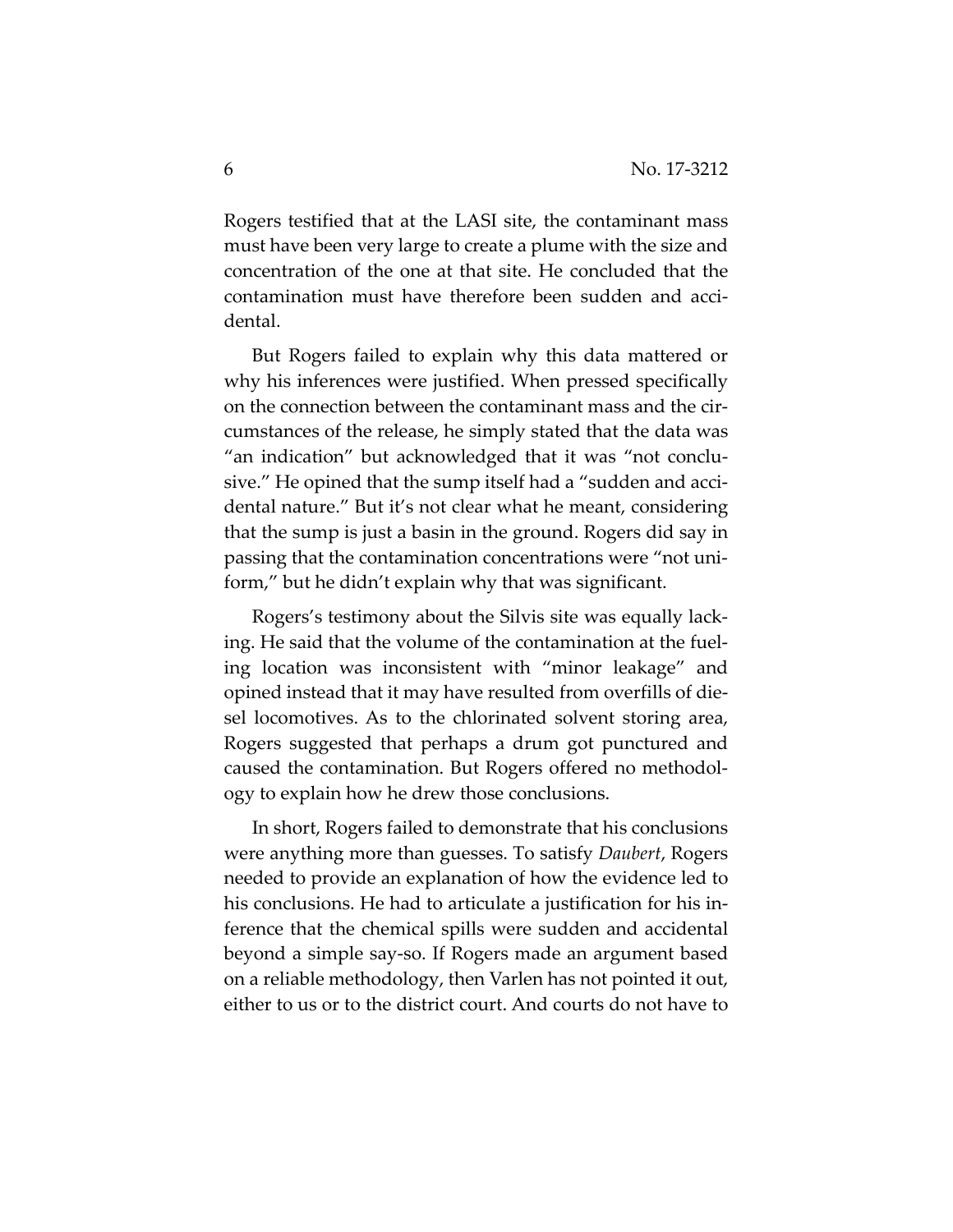Rogers testified that at the LASI site, the contaminant mass must have been very large to create a plume with the size and concentration of the one at that site. He concluded that the contamination must have therefore been sudden and accidental.

But Rogers failed to explain why this data mattered or why his inferences were justified. When pressed specifically on the connection between the contaminant mass and the circumstances of the release, he simply stated that the data was "an indication" but acknowledged that it was "not conclusive." He opined that the sump itself had a "sudden and accidental nature." But it's not clear what he meant, considering that the sump is just a basin in the ground. Rogers did say in passing that the contamination concentrations were "not uniform," but he didn't explain why that was significant.

Rogers's testimony about the Silvis site was equally lacking. He said that the volume of the contamination at the fueling location was inconsistent with "minor leakage" and opined instead that it may have resulted from overfills of diesel locomotives. As to the chlorinated solvent storing area, Rogers suggested that perhaps a drum got punctured and caused the contamination. But Rogers offered no methodology to explain how he drew those conclusions.

In short, Rogers failed to demonstrate that his conclusions were anything more than guesses. To satisfy *Daubert*, Rogers needed to provide an explanation of how the evidence led to his conclusions. He had to articulate a justification for his inference that the chemical spills were sudden and accidental beyond a simple say-so. If Rogers made an argument based on a reliable methodology, then Varlen has not pointed it out, either to us or to the district court. And courts do not have to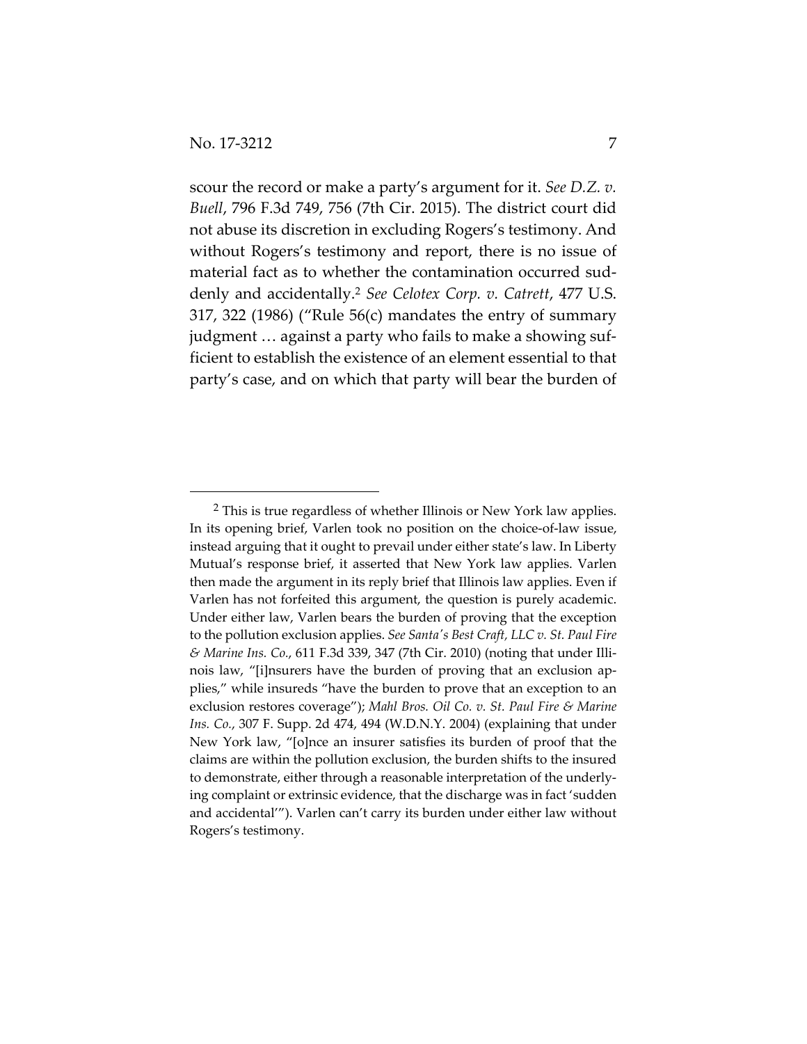scour the record or make a party's argument for it. *See D.Z. v. Buell*, 796 F.3d 749, 756 (7th Cir. 2015). The district court did not abuse its discretion in excluding Rogers's testimony. And without Rogers's testimony and report, there is no issue of material fact as to whether the contamination occurred suddenly and accidentally.[2] *See Celotex Corp. v. Catrett*, 477 U.S. 317, 322 (1986) ("Rule 56(c) mandates the entry of summary judgment … against a party who fails to make a showing sufficient to establish the existence of an element essential to that party's case, and on which that party will bear the burden of

[2] This is true regardless of whether Illinois or New York law applies. In its opening brief, Varlen took no position on the choice-of-law issue, instead arguing that it ought to prevail under either state's law. In Liberty Mutual's response brief, it asserted that New York law applies. Varlen then made the argument in its reply brief that Illinois law applies. Even if Varlen has not forfeited this argument, the question is purely academic. Under either law, Varlen bears the burden of proving that the exception to the pollution exclusion applies. *See Santa's Best Craft, LLC v. St. Paul Fire & Marine Ins. Co.*, 611 F.3d 339, 347 (7th Cir. 2010) (noting that under Illinois law, "[i]nsurers have the burden of proving that an exclusion applies," while insureds "have the burden to prove that an exception to an exclusion restores coverage"); *Mahl Bros. Oil Co. v. St. Paul Fire & Marine Ins. Co.*, 307 F. Supp. 2d 474, 494 (W.D.N.Y. 2004) (explaining that under New York law, "[o]nce an insurer satisfies its burden of proof that the claims are within the pollution exclusion, the burden shifts to the insured to demonstrate, either through a reasonable interpretation of the underlying complaint or extrinsic evidence, that the discharge was in fact 'sudden and accidental'"). Varlen can't carry its burden under either law without Rogers's testimony.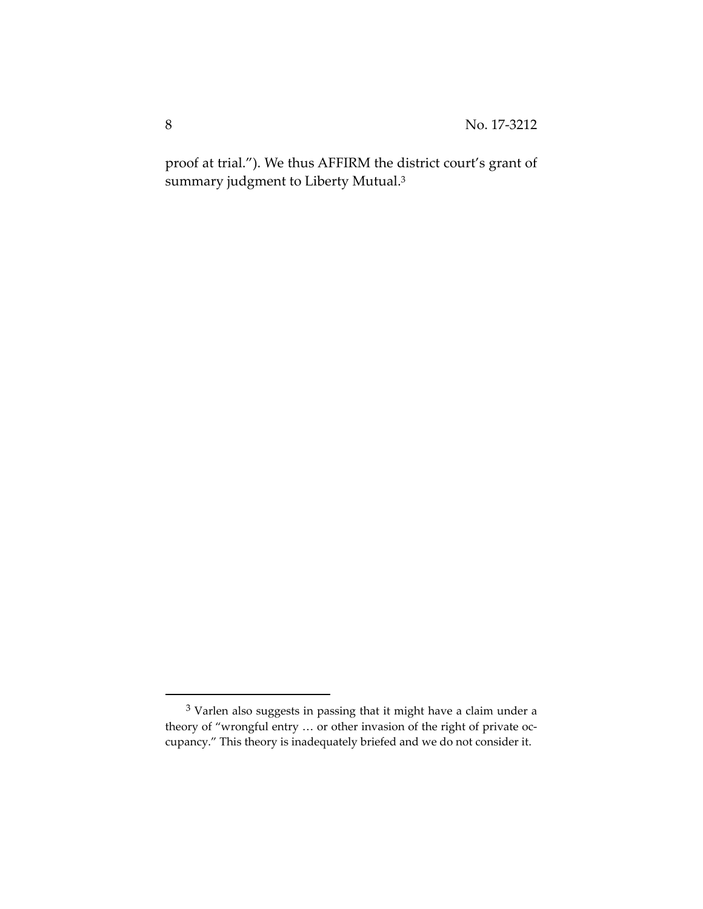proof at trial.”). We thus AFFIRM the district court’s grant of summary judgment to Liberty Mutual.[3]

---

[3] Varlen also suggests in passing that it might have a claim under a theory of “wrongful entry … or other invasion of the right of private occupancy.” This theory is inadequately briefed and we do not consider it.